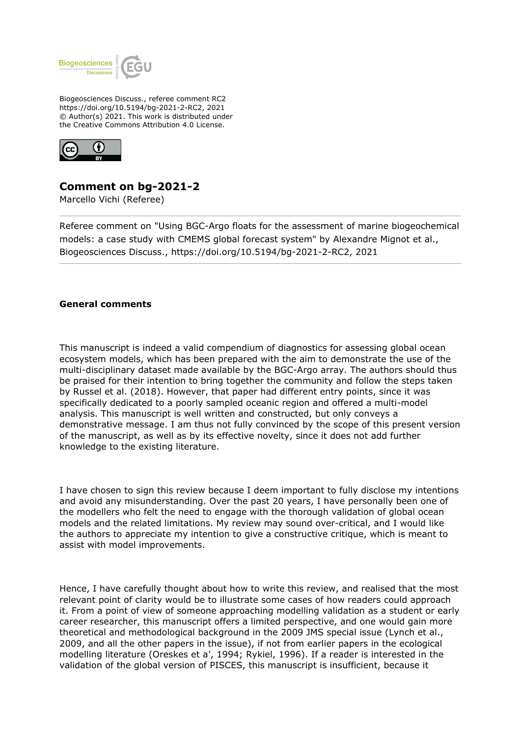Biogeosciences Discuss., referee comment RC2
https://doi.org/10.5194/bg-2021-2-RC2, 2021
© Author(s) 2021. This work is distributed under
the Creative Commons Attribution 4.0 License.

# Comment on bg-2021-2

Marcello Vichi (Referee)

Referee comment on "Using BGC-Argo floats for the assessment of marine biogeochemical models: a case study with CMEMS global forecast system" by Alexandre Mignot et al., Biogeosciences Discuss., https://doi.org/10.5194/bg-2021-2-RC2, 2021

---

## General comments

This manuscript is indeed a valid compendium of diagnostics for assessing global ocean ecosystem models, which has been prepared with the aim to demonstrate the use of the multi-disciplinary dataset made available by the BGC-Argo array. The authors should thus be praised for their intention to bring together the community and follow the steps taken by Russel et al. (2018). However, that paper had different entry points, since it was specifically dedicated to a poorly sampled oceanic region and offered a multi-model analysis. This manuscript is well written and constructed, but only conveys a demonstrative message. I am thus not fully convinced by the scope of this present version of the manuscript, as well as by its effective novelty, since it does not add further knowledge to the existing literature.

I have chosen to sign this review because I deem important to fully disclose my intentions and avoid any misunderstanding. Over the past 20 years, I have personally been one of the modellers who felt the need to engage with the thorough validation of global ocean models and the related limitations. My review may sound over-critical, and I would like the authors to appreciate my intention to give a constructive critique, which is meant to assist with model improvements.

Hence, I have carefully thought about how to write this review, and realised that the most relevant point of clarity would be to illustrate some cases of how readers could approach it. From a point of view of someone approaching modelling validation as a student or early career researcher, this manuscript offers a limited perspective, and one would gain more theoretical and methodological background in the 2009 JMS special issue (Lynch et al., 2009, and all the other papers in the issue), if not from earlier papers in the ecological modelling literature (Oreskes et a', 1994; Rykiel, 1996). If a reader is interested in the validation of the global version of PISCES, this manuscript is insufficient, because it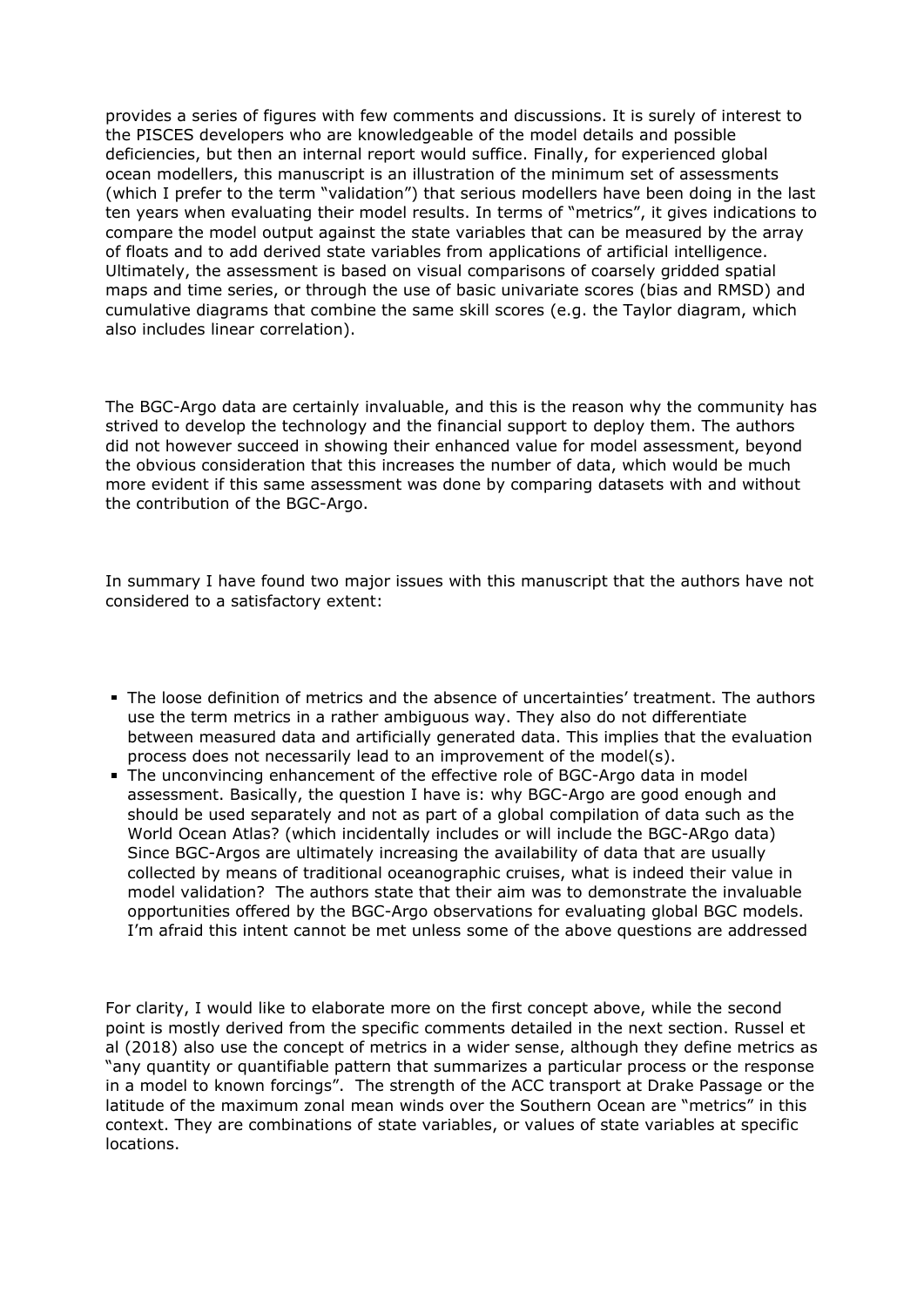provides a series of figures with few comments and discussions. It is surely of interest to the PISCES developers who are knowledgeable of the model details and possible deficiencies, but then an internal report would suffice. Finally, for experienced global ocean modellers, this manuscript is an illustration of the minimum set of assessments (which I prefer to the term "validation") that serious modellers have been doing in the last ten years when evaluating their model results. In terms of "metrics", it gives indications to compare the model output against the state variables that can be measured by the array of floats and to add derived state variables from applications of artificial intelligence. Ultimately, the assessment is based on visual comparisons of coarsely gridded spatial maps and time series, or through the use of basic univariate scores (bias and RMSD) and cumulative diagrams that combine the same skill scores (e.g. the Taylor diagram, which also includes linear correlation).

The BGC-Argo data are certainly invaluable, and this is the reason why the community has strived to develop the technology and the financial support to deploy them. The authors did not however succeed in showing their enhanced value for model assessment, beyond the obvious consideration that this increases the number of data, which would be much more evident if this same assessment was done by comparing datasets with and without the contribution of the BGC-Argo.

In summary I have found two major issues with this manuscript that the authors have not considered to a satisfactory extent:

- The loose definition of metrics and the absence of uncertainties' treatment. The authors use the term metrics in a rather ambiguous way. They also do not differentiate between measured data and artificially generated data. This implies that the evaluation process does not necessarily lead to an improvement of the model(s).
- The unconvincing enhancement of the effective role of BGC-Argo data in model assessment. Basically, the question I have is: why BGC-Argo are good enough and should be used separately and not as part of a global compilation of data such as the World Ocean Atlas? (which incidentally includes or will include the BGC-ARgo data) Since BGC-Argos are ultimately increasing the availability of data that are usually collected by means of traditional oceanographic cruises, what is indeed their value in model validation? The authors state that their aim was to demonstrate the invaluable opportunities offered by the BGC-Argo observations for evaluating global BGC models. I'm afraid this intent cannot be met unless some of the above questions are addressed

For clarity, I would like to elaborate more on the first concept above, while the second point is mostly derived from the specific comments detailed in the next section. Russel et al (2018) also use the concept of metrics in a wider sense, although they define metrics as "any quantity or quantifiable pattern that summarizes a particular process or the response in a model to known forcings". The strength of the ACC transport at Drake Passage or the latitude of the maximum zonal mean winds over the Southern Ocean are "metrics" in this context. They are combinations of state variables, or values of state variables at specific locations.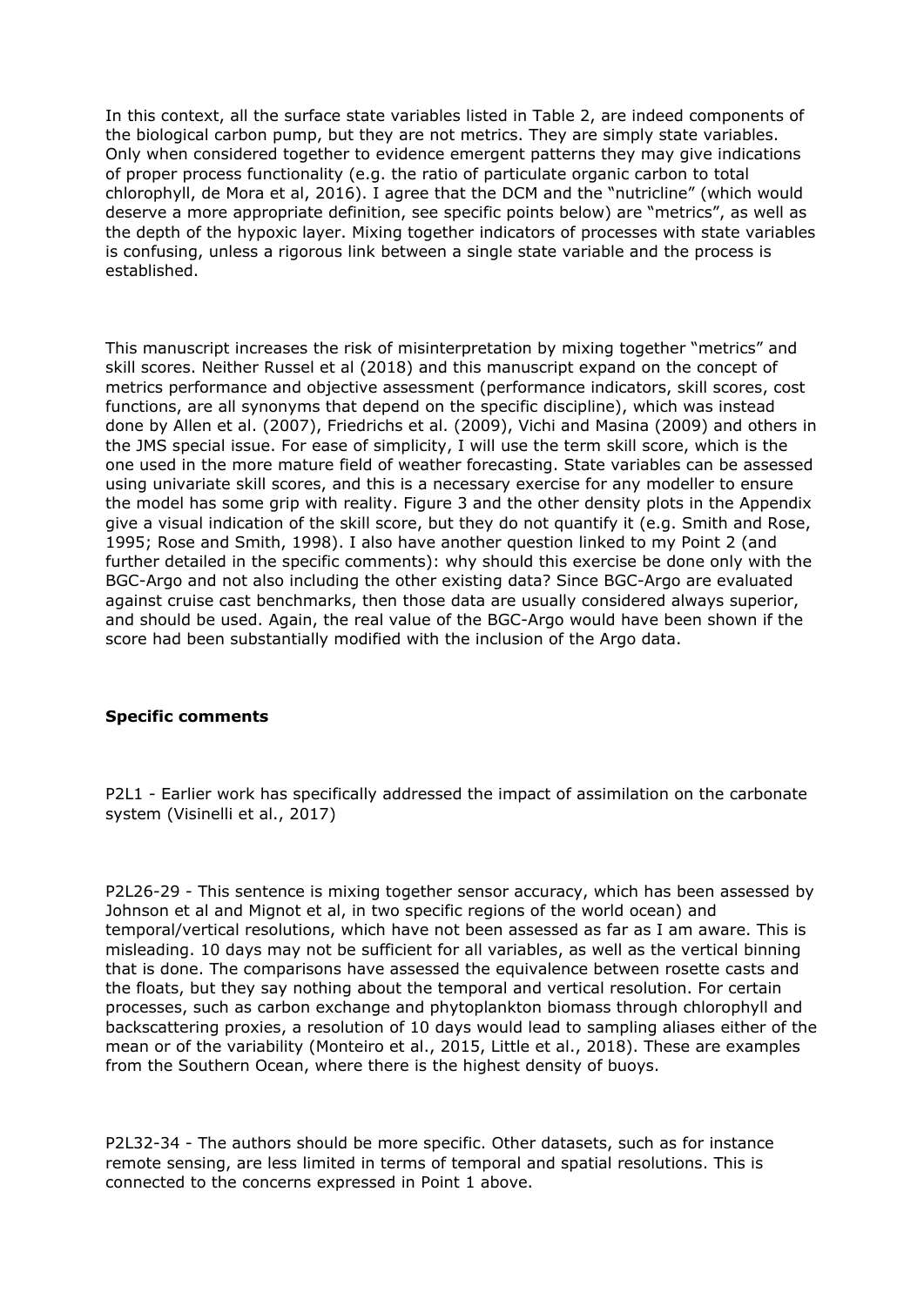In this context, all the surface state variables listed in Table 2, are indeed components of the biological carbon pump, but they are not metrics. They are simply state variables. Only when considered together to evidence emergent patterns they may give indications of proper process functionality (e.g. the ratio of particulate organic carbon to total chlorophyll, de Mora et al, 2016). I agree that the DCM and the "nutricline" (which would deserve a more appropriate definition, see specific points below) are "metrics", as well as the depth of the hypoxic layer. Mixing together indicators of processes with state variables is confusing, unless a rigorous link between a single state variable and the process is established.

This manuscript increases the risk of misinterpretation by mixing together "metrics" and skill scores. Neither Russel et al (2018) and this manuscript expand on the concept of metrics performance and objective assessment (performance indicators, skill scores, cost functions, are all synonyms that depend on the specific discipline), which was instead done by Allen et al. (2007), Friedrichs et al. (2009), Vichi and Masina (2009) and others in the JMS special issue. For ease of simplicity, I will use the term skill score, which is the one used in the more mature field of weather forecasting. State variables can be assessed using univariate skill scores, and this is a necessary exercise for any modeller to ensure the model has some grip with reality. Figure 3 and the other density plots in the Appendix give a visual indication of the skill score, but they do not quantify it (e.g. Smith and Rose, 1995; Rose and Smith, 1998). I also have another question linked to my Point 2 (and further detailed in the specific comments): why should this exercise be done only with the BGC-Argo and not also including the other existing data? Since BGC-Argo are evaluated against cruise cast benchmarks, then those data are usually considered always superior, and should be used. Again, the real value of the BGC-Argo would have been shown if the score had been substantially modified with the inclusion of the Argo data.

**Specific comments**

P2L1 - Earlier work has specifically addressed the impact of assimilation on the carbonate system (Visinelli et al., 2017)

P2L26-29 - This sentence is mixing together sensor accuracy, which has been assessed by Johnson et al and Mignot et al, in two specific regions of the world ocean) and temporal/vertical resolutions, which have not been assessed as far as I am aware. This is misleading. 10 days may not be sufficient for all variables, as well as the vertical binning that is done. The comparisons have assessed the equivalence between rosette casts and the floats, but they say nothing about the temporal and vertical resolution. For certain processes, such as carbon exchange and phytoplankton biomass through chlorophyll and backscattering proxies, a resolution of 10 days would lead to sampling aliases either of the mean or of the variability (Monteiro et al., 2015, Little et al., 2018). These are examples from the Southern Ocean, where there is the highest density of buoys.

P2L32-34 - The authors should be more specific. Other datasets, such as for instance remote sensing, are less limited in terms of temporal and spatial resolutions. This is connected to the concerns expressed in Point 1 above.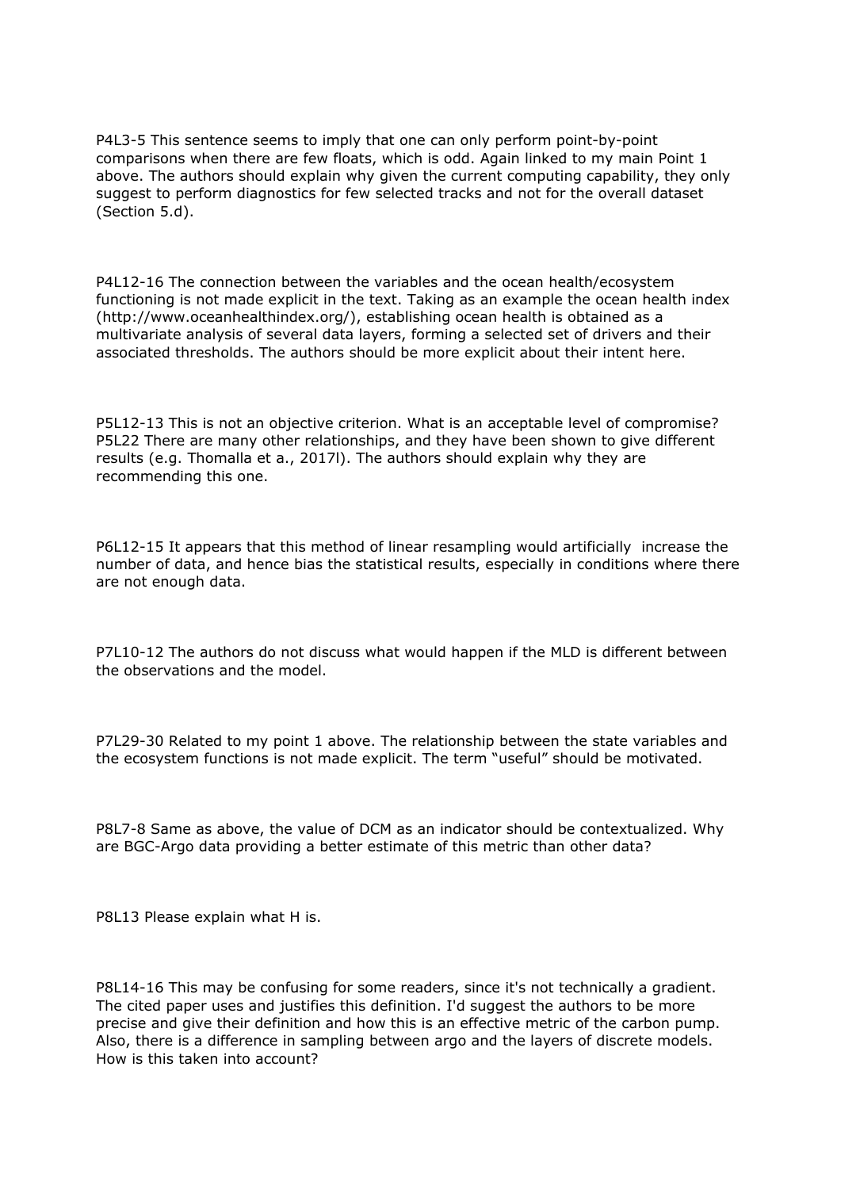P4L3-5 This sentence seems to imply that one can only perform point-by-point comparisons when there are few floats, which is odd. Again linked to my main Point 1 above. The authors should explain why given the current computing capability, they only suggest to perform diagnostics for few selected tracks and not for the overall dataset (Section 5.d).

P4L12-16 The connection between the variables and the ocean health/ecosystem functioning is not made explicit in the text. Taking as an example the ocean health index (http://www.oceanhealthindex.org/), establishing ocean health is obtained as a multivariate analysis of several data layers, forming a selected set of drivers and their associated thresholds. The authors should be more explicit about their intent here.

P5L12-13 This is not an objective criterion. What is an acceptable level of compromise?
P5L22 There are many other relationships, and they have been shown to give different results (e.g. Thomalla et a., 2017l). The authors should explain why they are recommending this one.

P6L12-15 It appears that this method of linear resampling would artificially increase the number of data, and hence bias the statistical results, especially in conditions where there are not enough data.

P7L10-12 The authors do not discuss what would happen if the MLD is different between the observations and the model.

P7L29-30 Related to my point 1 above. The relationship between the state variables and the ecosystem functions is not made explicit. The term "useful" should be motivated.

P8L7-8 Same as above, the value of DCM as an indicator should be contextualized. Why are BGC-Argo data providing a better estimate of this metric than other data?

P8L13 Please explain what H is.

P8L14-16 This may be confusing for some readers, since it's not technically a gradient. The cited paper uses and justifies this definition. I'd suggest the authors to be more precise and give their definition and how this is an effective metric of the carbon pump. Also, there is a difference in sampling between argo and the layers of discrete models. How is this taken into account?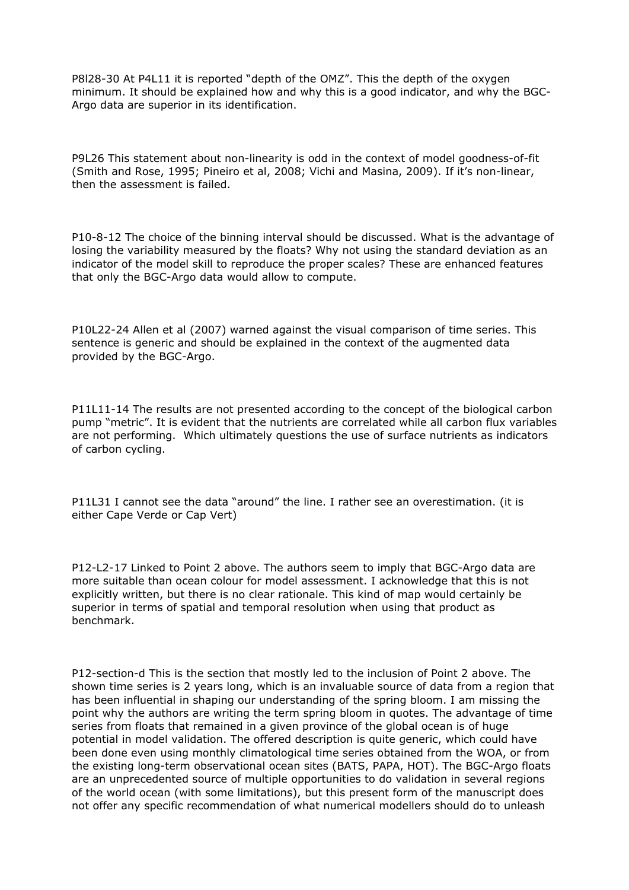P8l28-30 At P4L11 it is reported “depth of the OMZ”. This the depth of the oxygen minimum. It should be explained how and why this is a good indicator, and why the BGC-Argo data are superior in its identification.

P9L26 This statement about non-linearity is odd in the context of model goodness-of-fit (Smith and Rose, 1995; Pineiro et al, 2008; Vichi and Masina, 2009). If it’s non-linear, then the assessment is failed.

P10-8-12 The choice of the binning interval should be discussed. What is the advantage of losing the variability measured by the floats? Why not using the standard deviation as an indicator of the model skill to reproduce the proper scales? These are enhanced features that only the BGC-Argo data would allow to compute.

P10L22-24 Allen et al (2007) warned against the visual comparison of time series. This sentence is generic and should be explained in the context of the augmented data provided by the BGC-Argo.

P11L11-14 The results are not presented according to the concept of the biological carbon pump “metric”. It is evident that the nutrients are correlated while all carbon flux variables are not performing. Which ultimately questions the use of surface nutrients as indicators of carbon cycling.

P11L31 I cannot see the data “around” the line. I rather see an overestimation. (it is either Cape Verde or Cap Vert)

P12-L2-17 Linked to Point 2 above. The authors seem to imply that BGC-Argo data are more suitable than ocean colour for model assessment. I acknowledge that this is not explicitly written, but there is no clear rationale. This kind of map would certainly be superior in terms of spatial and temporal resolution when using that product as benchmark.

P12-section-d This is the section that mostly led to the inclusion of Point 2 above. The shown time series is 2 years long, which is an invaluable source of data from a region that has been influential in shaping our understanding of the spring bloom. I am missing the point why the authors are writing the term spring bloom in quotes. The advantage of time series from floats that remained in a given province of the global ocean is of huge potential in model validation. The offered description is quite generic, which could have been done even using monthly climatological time series obtained from the WOA, or from the existing long-term observational ocean sites (BATS, PAPA, HOT). The BGC-Argo floats are an unprecedented source of multiple opportunities to do validation in several regions of the world ocean (with some limitations), but this present form of the manuscript does not offer any specific recommendation of what numerical modellers should do to unleash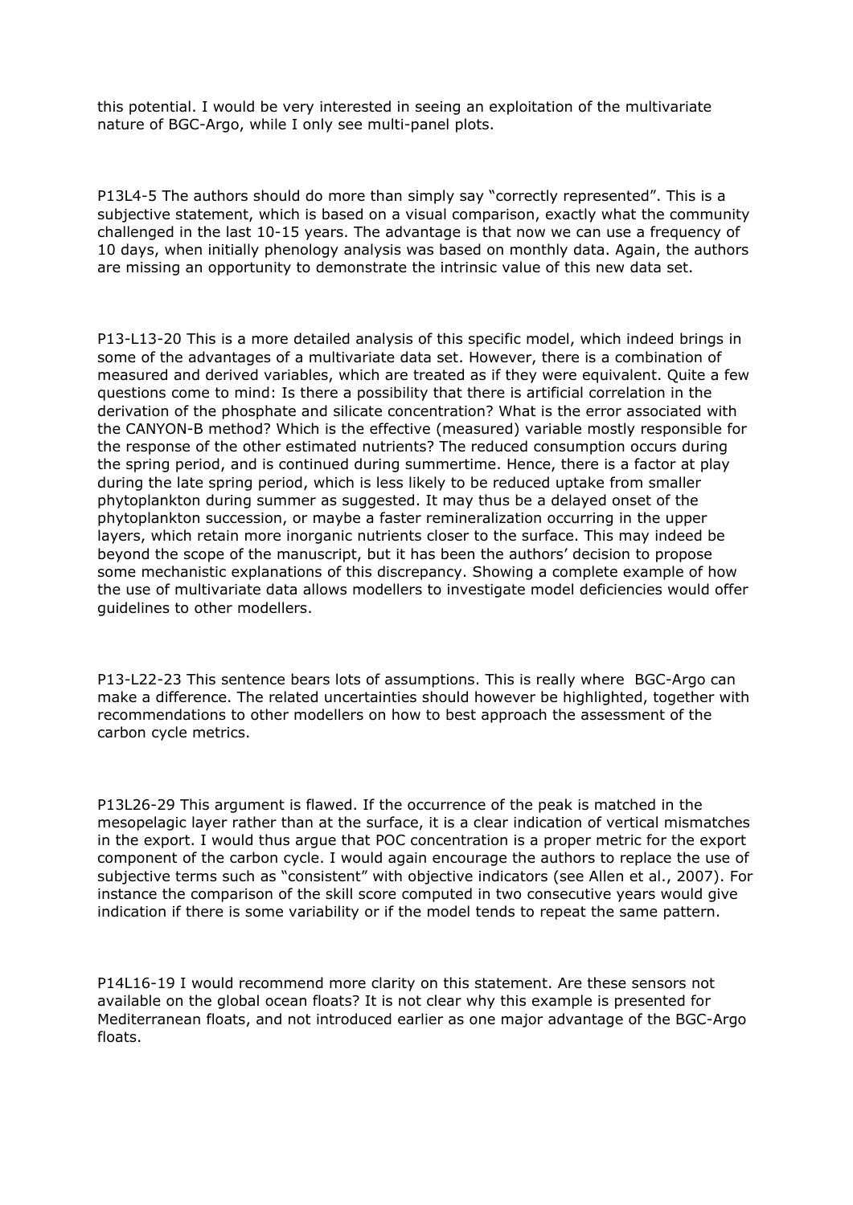this potential. I would be very interested in seeing an exploitation of the multivariate nature of BGC-Argo, while I only see multi-panel plots.

P13L4-5 The authors should do more than simply say "correctly represented". This is a subjective statement, which is based on a visual comparison, exactly what the community challenged in the last 10-15 years. The advantage is that now we can use a frequency of 10 days, when initially phenology analysis was based on monthly data. Again, the authors are missing an opportunity to demonstrate the intrinsic value of this new data set.

P13-L13-20 This is a more detailed analysis of this specific model, which indeed brings in some of the advantages of a multivariate data set. However, there is a combination of measured and derived variables, which are treated as if they were equivalent. Quite a few questions come to mind: Is there a possibility that there is artificial correlation in the derivation of the phosphate and silicate concentration? What is the error associated with the CANYON-B method? Which is the effective (measured) variable mostly responsible for the response of the other estimated nutrients? The reduced consumption occurs during the spring period, and is continued during summertime. Hence, there is a factor at play during the late spring period, which is less likely to be reduced uptake from smaller phytoplankton during summer as suggested. It may thus be a delayed onset of the phytoplankton succession, or maybe a faster remineralization occurring in the upper layers, which retain more inorganic nutrients closer to the surface. This may indeed be beyond the scope of the manuscript, but it has been the authors' decision to propose some mechanistic explanations of this discrepancy. Showing a complete example of how the use of multivariate data allows modellers to investigate model deficiencies would offer guidelines to other modellers.

P13-L22-23 This sentence bears lots of assumptions. This is really where BGC-Argo can make a difference. The related uncertainties should however be highlighted, together with recommendations to other modellers on how to best approach the assessment of the carbon cycle metrics.

P13L26-29 This argument is flawed. If the occurrence of the peak is matched in the mesopelagic layer rather than at the surface, it is a clear indication of vertical mismatches in the export. I would thus argue that POC concentration is a proper metric for the export component of the carbon cycle. I would again encourage the authors to replace the use of subjective terms such as "consistent" with objective indicators (see Allen et al., 2007). For instance the comparison of the skill score computed in two consecutive years would give indication if there is some variability or if the model tends to repeat the same pattern.

P14L16-19 I would recommend more clarity on this statement. Are these sensors not available on the global ocean floats? It is not clear why this example is presented for Mediterranean floats, and not introduced earlier as one major advantage of the BGC-Argo floats.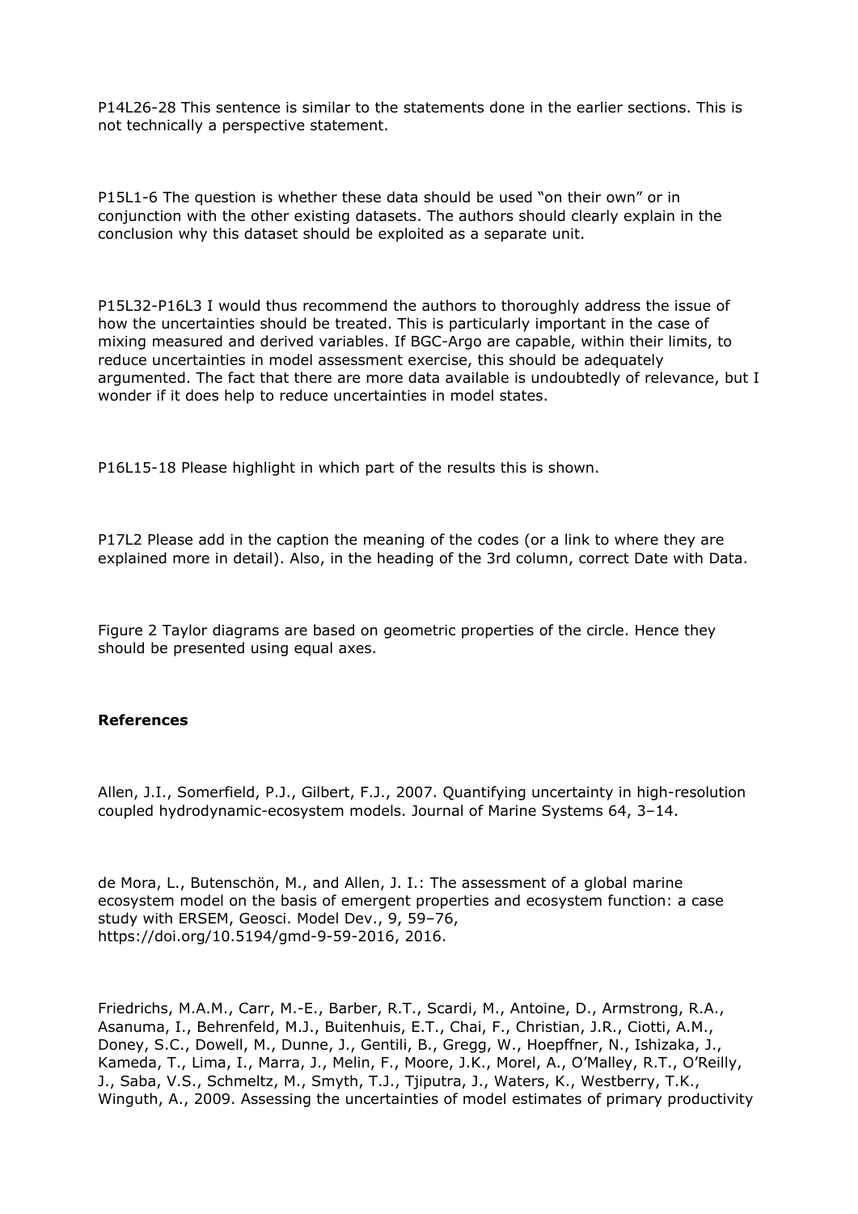P14L26-28 This sentence is similar to the statements done in the earlier sections. This is not technically a perspective statement.

P15L1-6 The question is whether these data should be used “on their own” or in conjunction with the other existing datasets. The authors should clearly explain in the conclusion why this dataset should be exploited as a separate unit.

P15L32-P16L3 I would thus recommend the authors to thoroughly address the issue of how the uncertainties should be treated. This is particularly important in the case of mixing measured and derived variables. If BGC-Argo are capable, within their limits, to reduce uncertainties in model assessment exercise, this should be adequately argumented. The fact that there are more data available is undoubtedly of relevance, but I wonder if it does help to reduce uncertainties in model states.

P16L15-18 Please highlight in which part of the results this is shown.

P17L2 Please add in the caption the meaning of the codes (or a link to where they are explained more in detail). Also, in the heading of the 3rd column, correct Date with Data.

Figure 2 Taylor diagrams are based on geometric properties of the circle. Hence they should be presented using equal axes.

**References**

Allen, J.I., Somerfield, P.J., Gilbert, F.J., 2007. Quantifying uncertainty in high-resolution coupled hydrodynamic-ecosystem models. Journal of Marine Systems 64, 3–14.

de Mora, L., Butenschön, M., and Allen, J. I.: The assessment of a global marine ecosystem model on the basis of emergent properties and ecosystem function: a case study with ERSEM, Geosci. Model Dev., 9, 59–76, https://doi.org/10.5194/gmd-9-59-2016, 2016.

Friedrichs, M.A.M., Carr, M.-E., Barber, R.T., Scardi, M., Antoine, D., Armstrong, R.A., Asanuma, I., Behrenfeld, M.J., Buitenhuis, E.T., Chai, F., Christian, J.R., Ciotti, A.M., Doney, S.C., Dowell, M., Dunne, J., Gentili, B., Gregg, W., Hoepffner, N., Ishizaka, J., Kameda, T., Lima, I., Marra, J., Melin, F., Moore, J.K., Morel, A., O'Malley, R.T., O'Reilly, J., Saba, V.S., Schmeltz, M., Smyth, T.J., Tjiputra, J., Waters, K., Westberry, T.K., Winguth, A., 2009. Assessing the uncertainties of model estimates of primary productivity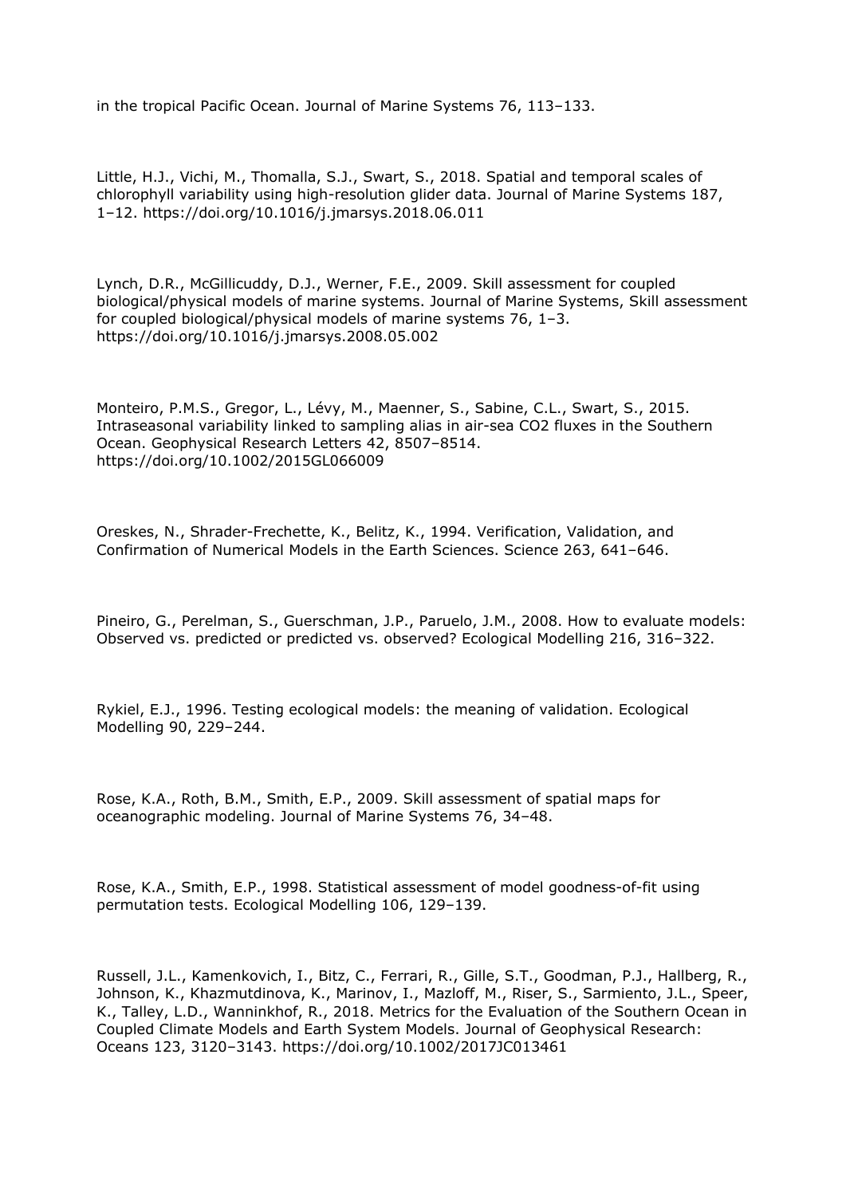in the tropical Pacific Ocean. Journal of Marine Systems 76, 113–133.

Little, H.J., Vichi, M., Thomalla, S.J., Swart, S., 2018. Spatial and temporal scales of chlorophyll variability using high-resolution glider data. Journal of Marine Systems 187, 1–12. https://doi.org/10.1016/j.jmarsys.2018.06.011

Lynch, D.R., McGillicuddy, D.J., Werner, F.E., 2009. Skill assessment for coupled biological/physical models of marine systems. Journal of Marine Systems, Skill assessment for coupled biological/physical models of marine systems 76, 1–3. https://doi.org/10.1016/j.jmarsys.2008.05.002

Monteiro, P.M.S., Gregor, L., Lévy, M., Maenner, S., Sabine, C.L., Swart, S., 2015. Intraseasonal variability linked to sampling alias in air-sea CO2 fluxes in the Southern Ocean. Geophysical Research Letters 42, 8507–8514. https://doi.org/10.1002/2015GL066009

Oreskes, N., Shrader-Frechette, K., Belitz, K., 1994. Verification, Validation, and Confirmation of Numerical Models in the Earth Sciences. Science 263, 641–646.

Pineiro, G., Perelman, S., Guerschman, J.P., Paruelo, J.M., 2008. How to evaluate models: Observed vs. predicted or predicted vs. observed? Ecological Modelling 216, 316–322.

Rykiel, E.J., 1996. Testing ecological models: the meaning of validation. Ecological Modelling 90, 229–244.

Rose, K.A., Roth, B.M., Smith, E.P., 2009. Skill assessment of spatial maps for oceanographic modeling. Journal of Marine Systems 76, 34–48.

Rose, K.A., Smith, E.P., 1998. Statistical assessment of model goodness-of-fit using permutation tests. Ecological Modelling 106, 129–139.

Russell, J.L., Kamenkovich, I., Bitz, C., Ferrari, R., Gille, S.T., Goodman, P.J., Hallberg, R., Johnson, K., Khazmutdinova, K., Marinov, I., Mazloff, M., Riser, S., Sarmiento, J.L., Speer, K., Talley, L.D., Wanninkhof, R., 2018. Metrics for the Evaluation of the Southern Ocean in Coupled Climate Models and Earth System Models. Journal of Geophysical Research: Oceans 123, 3120–3143. https://doi.org/10.1002/2017JC013461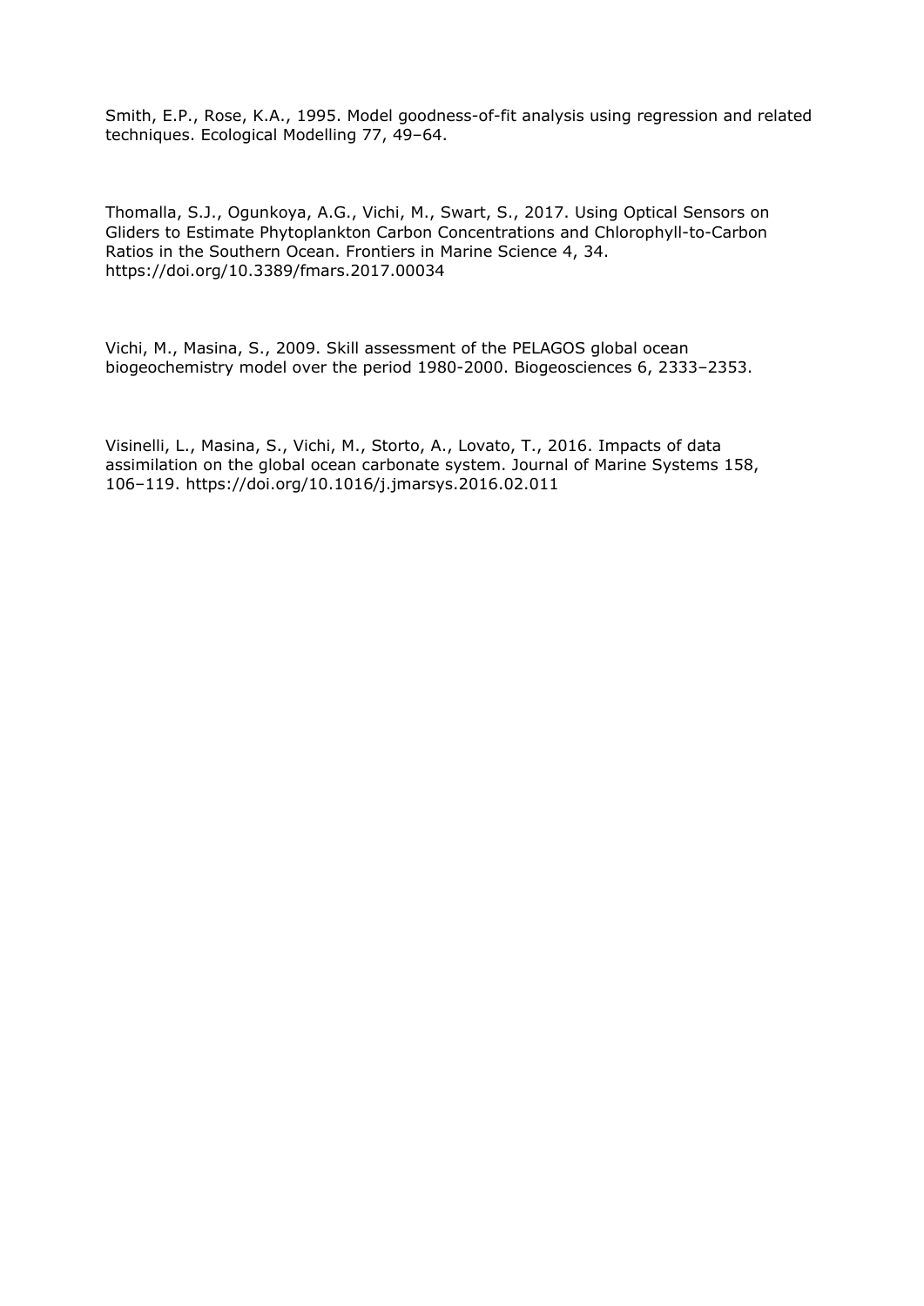Smith, E.P., Rose, K.A., 1995. Model goodness-of-fit analysis using regression and related techniques. Ecological Modelling 77, 49–64.

Thomalla, S.J., Ogunkoya, A.G., Vichi, M., Swart, S., 2017. Using Optical Sensors on Gliders to Estimate Phytoplankton Carbon Concentrations and Chlorophyll-to-Carbon Ratios in the Southern Ocean. Frontiers in Marine Science 4, 34. https://doi.org/10.3389/fmars.2017.00034

Vichi, M., Masina, S., 2009. Skill assessment of the PELAGOS global ocean biogeochemistry model over the period 1980-2000. Biogeosciences 6, 2333–2353.

Visinelli, L., Masina, S., Vichi, M., Storto, A., Lovato, T., 2016. Impacts of data assimilation on the global ocean carbonate system. Journal of Marine Systems 158, 106–119. https://doi.org/10.1016/j.jmarsys.2016.02.011